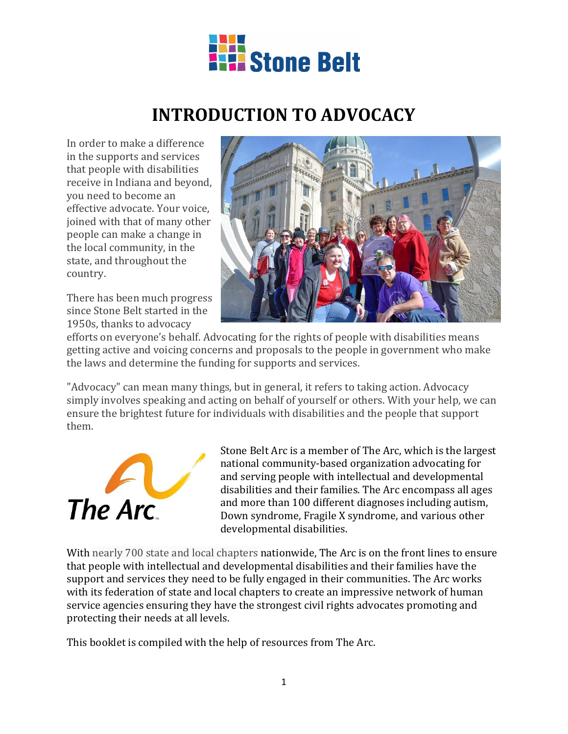# INTRODUCTION TO ADVOCACY

In order to make a difference in the supports and services that people with disabilities receive in Indiana and beyond, you need to become an effective advocate. Your voice, joined with that of many other people can make a change in the local community, in the state, and throughout the country.

There has been much progress since Stone Belt started in the 1950s, thanks to advocacy efforts on everyone's behalf. Advocating for the rights of people with disabilities means getting active and voicing concerns and proposals to the people in government who make the laws and determine the funding for supports and services.

"Advocacy" can mean many things, but in general, it refers to taking action. Advocacy simply involves speaking and acting on behalf of yourself or others. With your help, we can ensure the brightest future for individuals with disabilities and the people that support them.

Stone Belt Arc is a member of The Arc, which is the largest national community-based organization advocating for and serving people with intellectual and developmental disabilities and their families. The Arc encompass all ages and more than 100 different diagnoses including autism, Down syndrome, Fragile X syndrome, and various other developmental disabilities.

With nearly 700 state and local chapters nationwide, The Arc is on the front lines to ensure that people with intellectual and developmental disabilities and their families have the support and services they need to be fully engaged in their communities. The Arc works with its federation of state and local chapters to create an impressive network of human service agencies ensuring they have the strongest civil rights advocates promoting and protecting their needs at all levels.

This booklet is compiled with the help of resources from The Arc.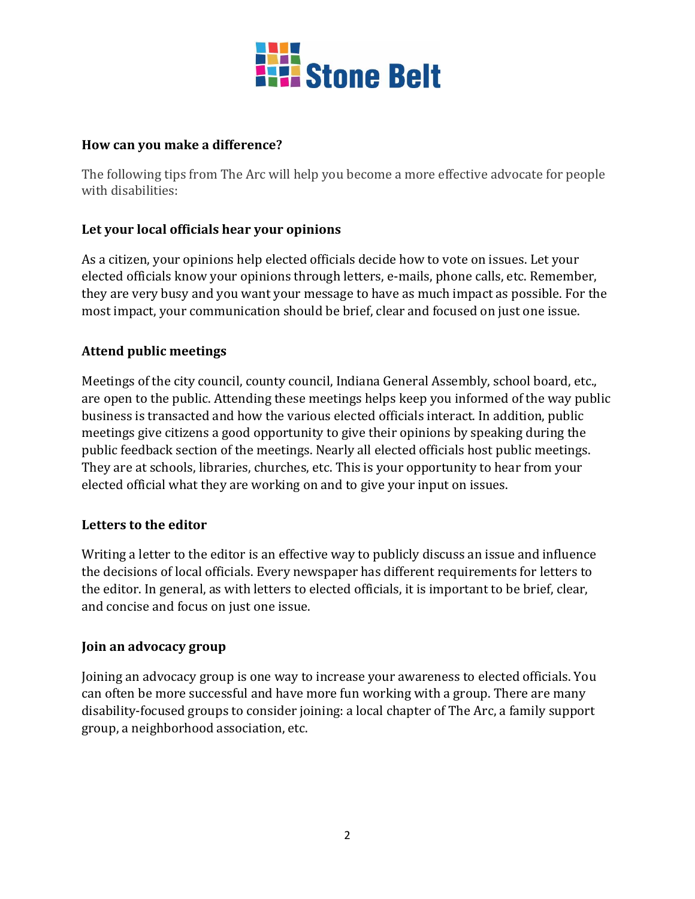## How can you make a difference?

The following tips from The Arc will help you become a more effective advocate for people with disabilities:

### Let your local officials hear your opinions

As a citizen, your opinions help elected officials decide how to vote on issues. Let your elected officials know your opinions through letters, e-mails, phone calls, etc. Remember, they are very busy and you want your message to have as much impact as possible. For the most impact, your communication should be brief, clear and focused on just one issue.

### Attend public meetings

Meetings of the city council, county council, Indiana General Assembly, school board, etc., are open to the public. Attending these meetings helps keep you informed of the way public business is transacted and how the various elected officials interact. In addition, public meetings give citizens a good opportunity to give their opinions by speaking during the public feedback section of the meetings. Nearly all elected officials host public meetings. They are at schools, libraries, churches, etc. This is your opportunity to hear from your elected official what they are working on and to give your input on issues.

### Letters to the editor

Writing a letter to the editor is an effective way to publicly discuss an issue and influence the decisions of local officials. Every newspaper has different requirements for letters to the editor. In general, as with letters to elected officials, it is important to be brief, clear, and concise and focus on just one issue.

### Join an advocacy group

Joining an advocacy group is one way to increase your awareness to elected officials. You can often be more successful and have more fun working with a group. There are many disability-focused groups to consider joining: a local chapter of The Arc, a family support group, a neighborhood association, etc.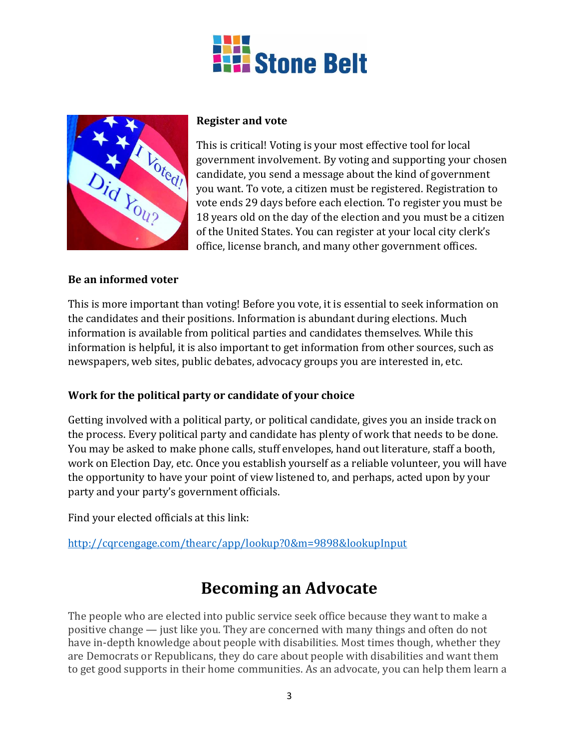**Register and vote**

This is critical! Voting is your most effective tool for local government involvement. By voting and supporting your chosen candidate, you send a message about the kind of government you want. To vote, a citizen must be registered. Registration to vote ends 29 days before each election. To register you must be 18 years old on the day of the election and you must be a citizen of the United States. You can register at your local city clerk's office, license branch, and many other government offices.

**Be an informed voter**

This is more important than voting! Before you vote, it is essential to seek information on the candidates and their positions. Information is abundant during elections. Much information is available from political parties and candidates themselves. While this information is helpful, it is also important to get information from other sources, such as newspapers, web sites, public debates, advocacy groups you are interested in, etc.

**Work for the political party or candidate of your choice**

Getting involved with a political party, or political candidate, gives you an inside track on the process. Every political party and candidate has plenty of work that needs to be done. You may be asked to make phone calls, stuff envelopes, hand out literature, staff a booth, work on Election Day, etc. Once you establish yourself as a reliable volunteer, you will have the opportunity to have your point of view listened to, and perhaps, acted upon by your party and your party's government officials.

Find your elected officials at this link:

http://cqrcengage.com/thearc/app/lookup?0&m=9898&lookupInput

# Becoming an Advocate

The people who are elected into public service seek office because they want to make a positive change — just like you. They are concerned with many things and often do not have in-depth knowledge about people with disabilities. Most times though, whether they are Democrats or Republicans, they do care about people with disabilities and want them to get good supports in their home communities. As an advocate, you can help them learn a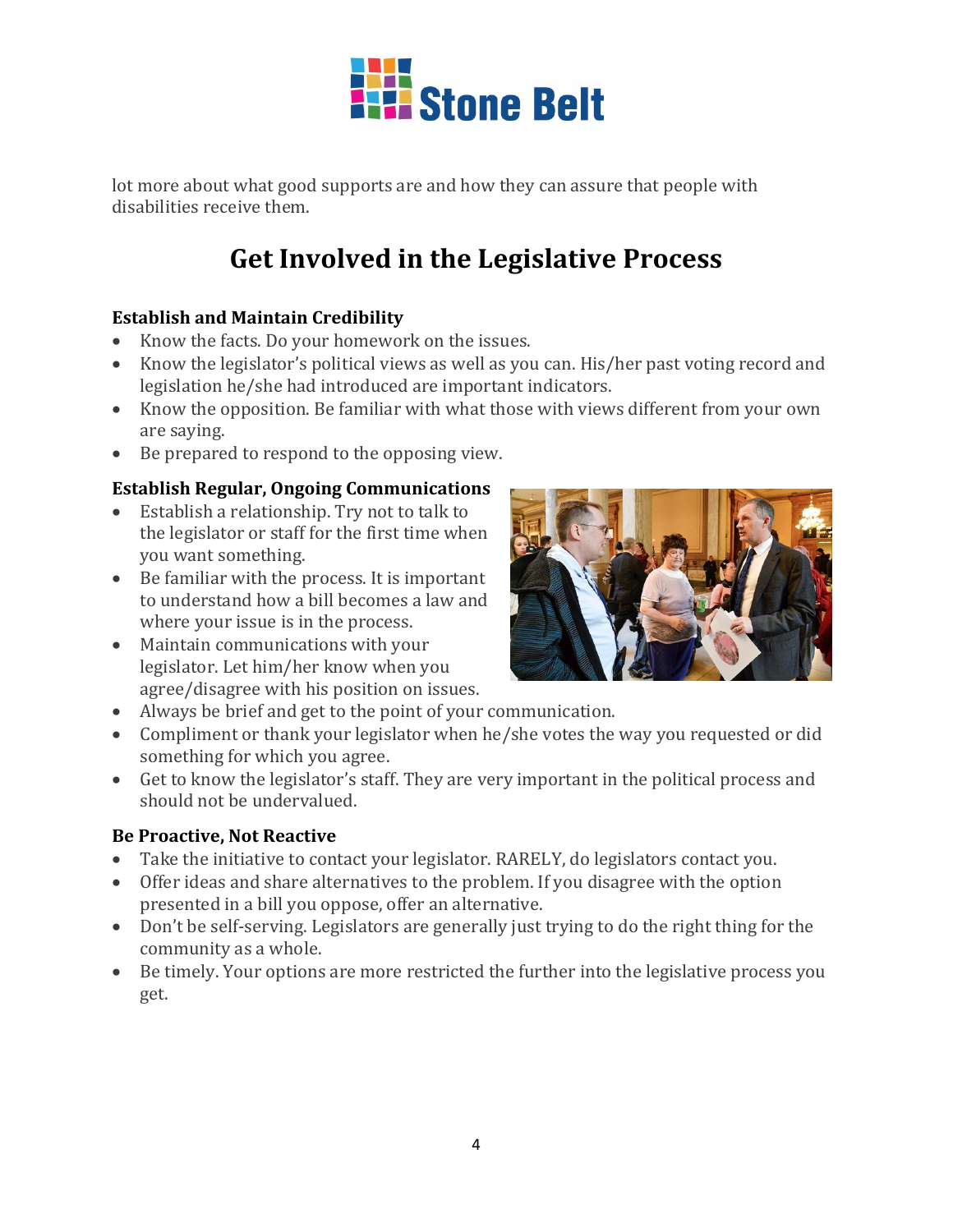lot more about what good supports are and how they can assure that people with disabilities receive them.

# Get Involved in the Legislative Process

**Establish and Maintain Credibility**

- Know the facts. Do your homework on the issues.
- Know the legislator's political views as well as you can. His/her past voting record and legislation he/she had introduced are important indicators.
- Know the opposition. Be familiar with what those with views different from your own are saying.
- Be prepared to respond to the opposing view.

**Establish Regular, Ongoing Communications**

- Establish a relationship. Try not to talk to the legislator or staff for the first time when you want something.
- Be familiar with the process. It is important to understand how a bill becomes a law and where your issue is in the process.
- Maintain communications with your legislator. Let him/her know when you agree/disagree with his position on issues.
- Always be brief and get to the point of your communication.
- Compliment or thank your legislator when he/she votes the way you requested or did something for which you agree.
- Get to know the legislator's staff. They are very important in the political process and should not be undervalued.

**Be Proactive, Not Reactive**

- Take the initiative to contact your legislator. RARELY, do legislators contact you.
- Offer ideas and share alternatives to the problem. If you disagree with the option presented in a bill you oppose, offer an alternative.
- Don't be self-serving. Legislators are generally just trying to do the right thing for the community as a whole.
- Be timely. Your options are more restricted the further into the legislative process you get.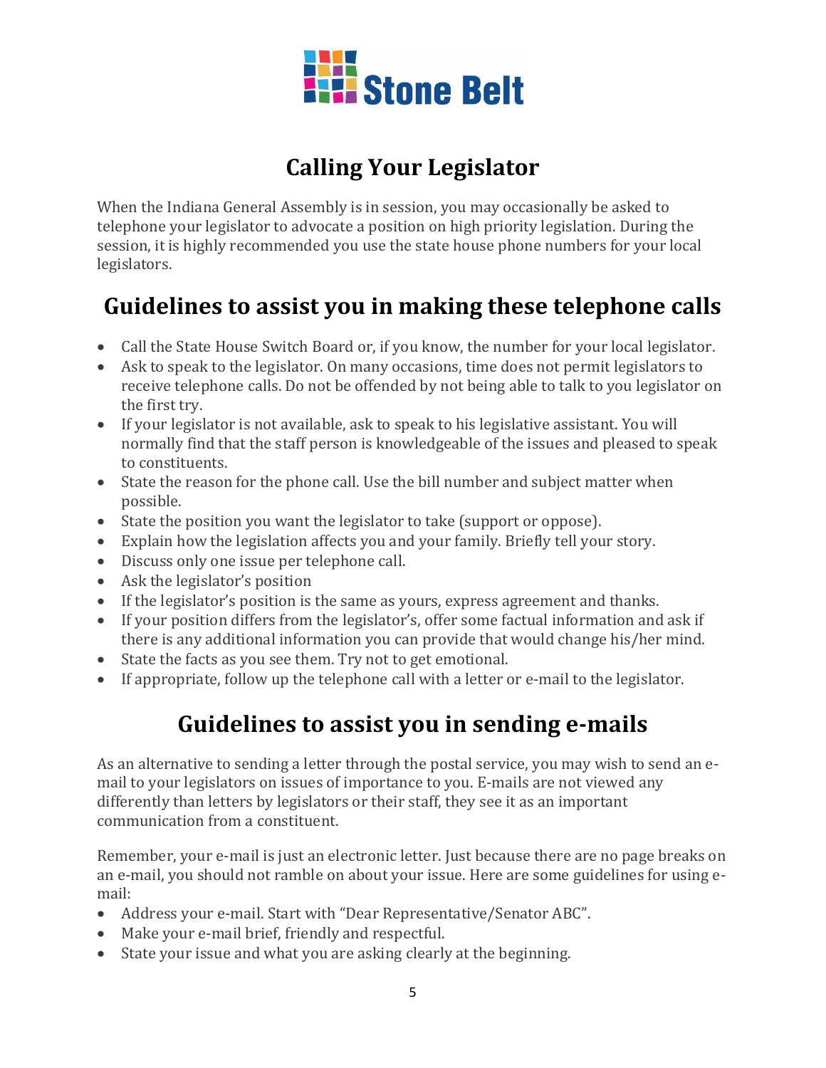Stone Belt

# Calling Your Legislator

When the Indiana General Assembly is in session, you may occasionally be asked to telephone your legislator to advocate a position on high priority legislation. During the session, it is highly recommended you use the state house phone numbers for your local legislators.

## Guidelines to assist you in making these telephone calls

- Call the State House Switch Board or, if you know, the number for your local legislator.
- Ask to speak to the legislator. On many occasions, time does not permit legislators to receive telephone calls. Do not be offended by not being able to talk to you legislator on the first try.
- If your legislator is not available, ask to speak to his legislative assistant. You will normally find that the staff person is knowledgeable of the issues and pleased to speak to constituents.
- State the reason for the phone call. Use the bill number and subject matter when possible.
- State the position you want the legislator to take (support or oppose).
- Explain how the legislation affects you and your family. Briefly tell your story.
- Discuss only one issue per telephone call.
- Ask the legislator's position
- If the legislator's position is the same as yours, express agreement and thanks.
- If your position differs from the legislator's, offer some factual information and ask if there is any additional information you can provide that would change his/her mind.
- State the facts as you see them. Try not to get emotional.
- If appropriate, follow up the telephone call with a letter or e-mail to the legislator.

## Guidelines to assist you in sending e-mails

As an alternative to sending a letter through the postal service, you may wish to send an e-mail to your legislators on issues of importance to you. E-mails are not viewed any differently than letters by legislators or their staff, they see it as an important communication from a constituent.

Remember, your e-mail is just an electronic letter. Just because there are no page breaks on an e-mail, you should not ramble on about your issue. Here are some guidelines for using e-mail:

- Address your e-mail. Start with "Dear Representative/Senator ABC".
- Make your e-mail brief, friendly and respectful.
- State your issue and what you are asking clearly at the beginning.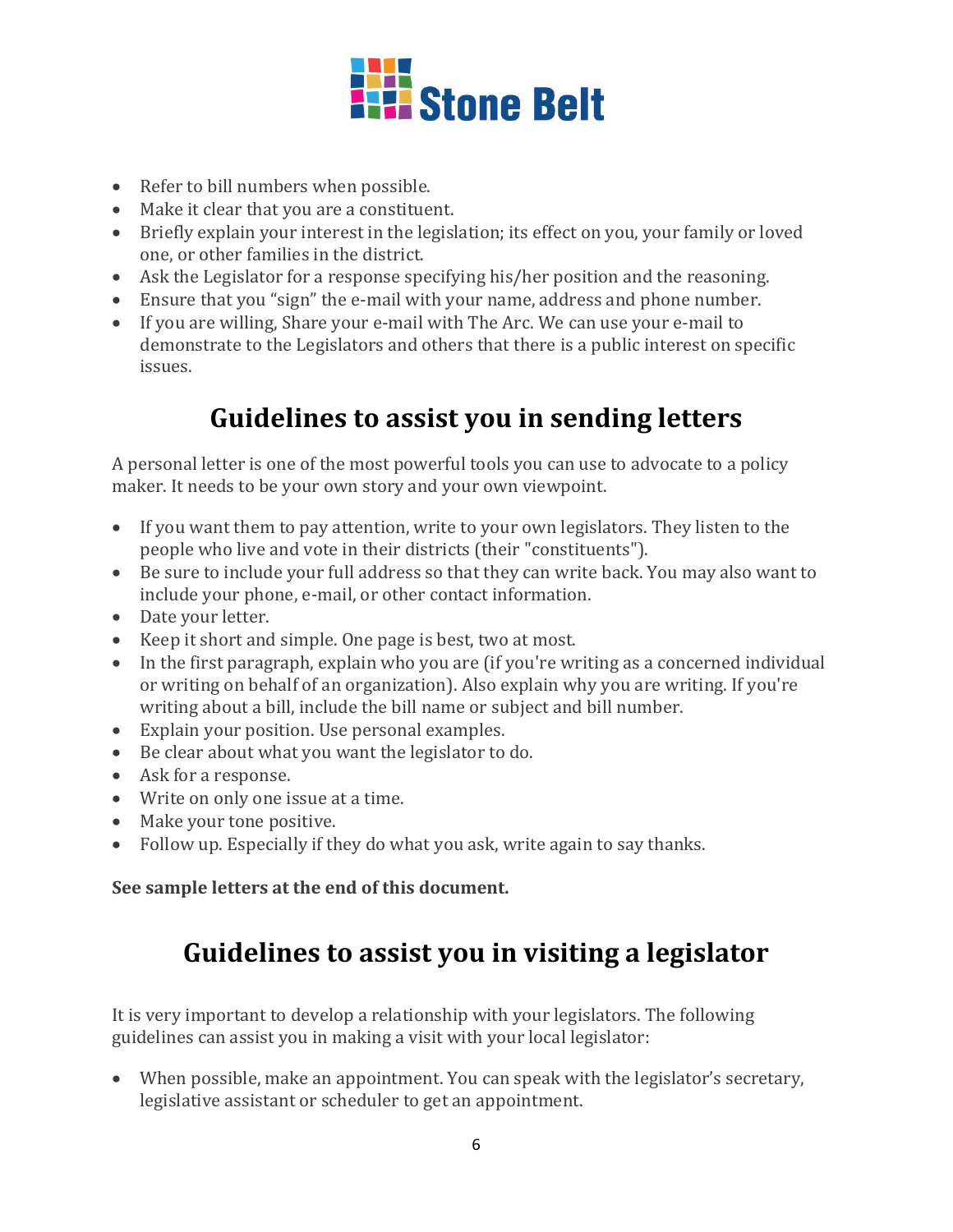- Refer to bill numbers when possible.
- Make it clear that you are a constituent.
- Briefly explain your interest in the legislation; its effect on you, your family or loved one, or other families in the district.
- Ask the Legislator for a response specifying his/her position and the reasoning.
- Ensure that you "sign" the e-mail with your name, address and phone number.
- If you are willing, Share your e-mail with The Arc. We can use your e-mail to demonstrate to the Legislators and others that there is a public interest on specific issues.

## Guidelines to assist you in sending letters

A personal letter is one of the most powerful tools you can use to advocate to a policy maker. It needs to be your own story and your own viewpoint.

- If you want them to pay attention, write to your own legislators. They listen to the people who live and vote in their districts (their "constituents").
- Be sure to include your full address so that they can write back. You may also want to include your phone, e-mail, or other contact information.
- Date your letter.
- Keep it short and simple. One page is best, two at most.
- In the first paragraph, explain who you are (if you're writing as a concerned individual or writing on behalf of an organization). Also explain why you are writing. If you're writing about a bill, include the bill name or subject and bill number.
- Explain your position. Use personal examples.
- Be clear about what you want the legislator to do.
- Ask for a response.
- Write on only one issue at a time.
- Make your tone positive.
- Follow up. Especially if they do what you ask, write again to say thanks.

**See sample letters at the end of this document.**

## Guidelines to assist you in visiting a legislator

It is very important to develop a relationship with your legislators. The following guidelines can assist you in making a visit with your local legislator:

- When possible, make an appointment. You can speak with the legislator's secretary, legislative assistant or scheduler to get an appointment.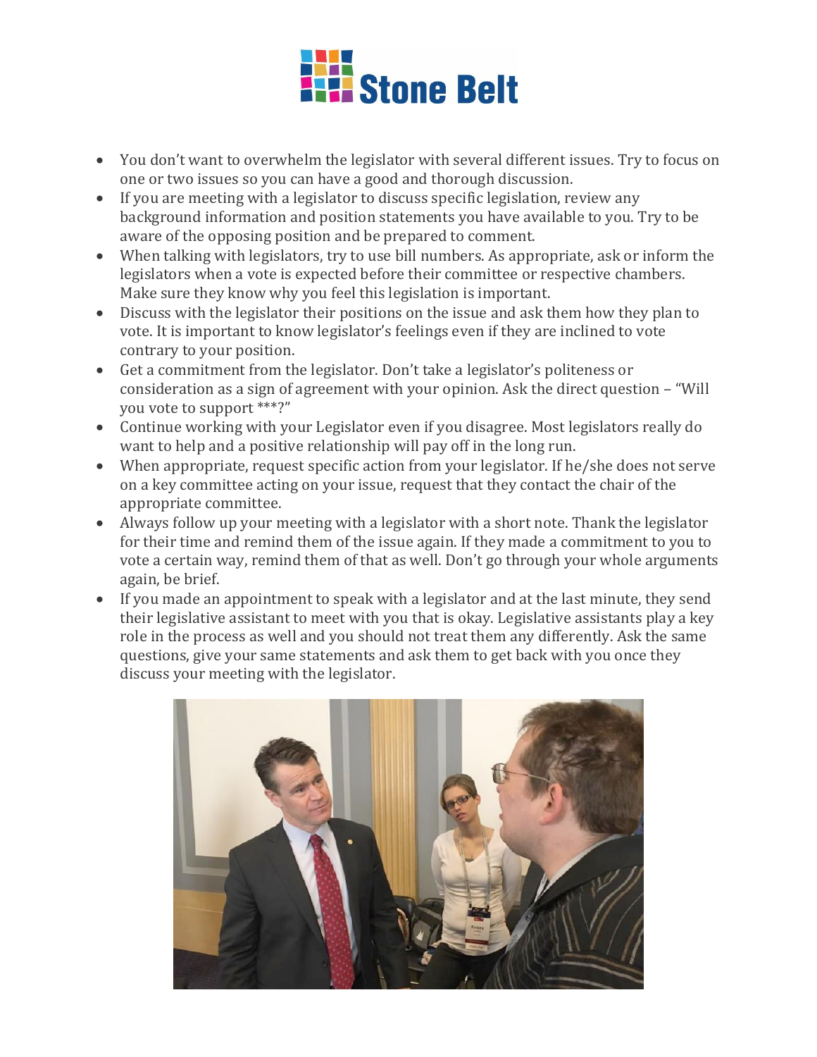- You don't want to overwhelm the legislator with several different issues. Try to focus on one or two issues so you can have a good and thorough discussion.
- If you are meeting with a legislator to discuss specific legislation, review any background information and position statements you have available to you. Try to be aware of the opposing position and be prepared to comment.
- When talking with legislators, try to use bill numbers. As appropriate, ask or inform the legislators when a vote is expected before their committee or respective chambers. Make sure they know why you feel this legislation is important.
- Discuss with the legislator their positions on the issue and ask them how they plan to vote. It is important to know legislator's feelings even if they are inclined to vote contrary to your position.
- Get a commitment from the legislator. Don't take a legislator's politeness or consideration as a sign of agreement with your opinion. Ask the direct question – "Will you vote to support ***?"
- Continue working with your Legislator even if you disagree. Most legislators really do want to help and a positive relationship will pay off in the long run.
- When appropriate, request specific action from your legislator. If he/she does not serve on a key committee acting on your issue, request that they contact the chair of the appropriate committee.
- Always follow up your meeting with a legislator with a short note. Thank the legislator for their time and remind them of the issue again. If they made a commitment to you to vote a certain way, remind them of that as well. Don't go through your whole arguments again, be brief.
- If you made an appointment to speak with a legislator and at the last minute, they send their legislative assistant to meet with you that is okay. Legislative assistants play a key role in the process as well and you should not treat them any differently. Ask the same questions, give your same statements and ask them to get back with you once they discuss your meeting with the legislator.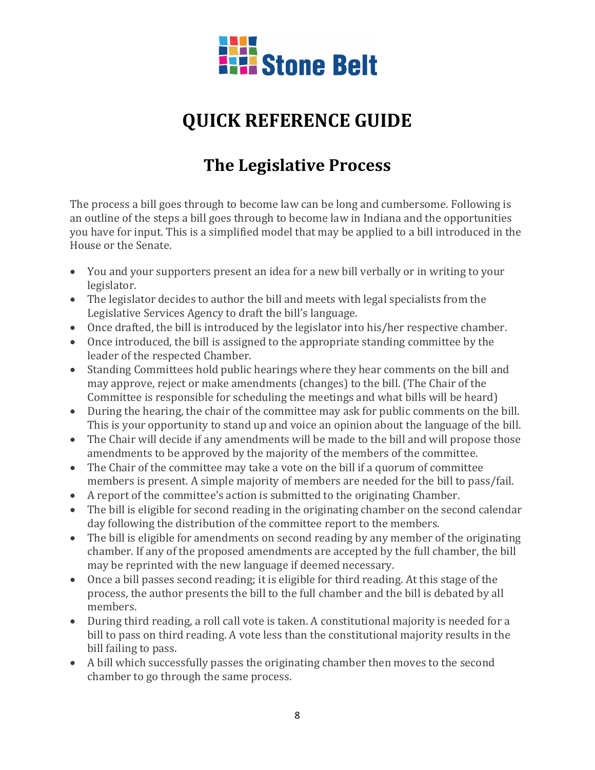# QUICK REFERENCE GUIDE

## The Legislative Process

The process a bill goes through to become law can be long and cumbersome. Following is an outline of the steps a bill goes through to become law in Indiana and the opportunities you have for input. This is a simplified model that may be applied to a bill introduced in the House or the Senate.

- You and your supporters present an idea for a new bill verbally or in writing to your legislator.
- The legislator decides to author the bill and meets with legal specialists from the Legislative Services Agency to draft the bill's language.
- Once drafted, the bill is introduced by the legislator into his/her respective chamber.
- Once introduced, the bill is assigned to the appropriate standing committee by the leader of the respected Chamber.
- Standing Committees hold public hearings where they hear comments on the bill and may approve, reject or make amendments (changes) to the bill. (The Chair of the Committee is responsible for scheduling the meetings and what bills will be heard)
- During the hearing, the chair of the committee may ask for public comments on the bill. This is your opportunity to stand up and voice an opinion about the language of the bill.
- The Chair will decide if any amendments will be made to the bill and will propose those amendments to be approved by the majority of the members of the committee.
- The Chair of the committee may take a vote on the bill if a quorum of committee members is present. A simple majority of members are needed for the bill to pass/fail.
- A report of the committee's action is submitted to the originating Chamber.
- The bill is eligible for second reading in the originating chamber on the second calendar day following the distribution of the committee report to the members.
- The bill is eligible for amendments on second reading by any member of the originating chamber. If any of the proposed amendments are accepted by the full chamber, the bill may be reprinted with the new language if deemed necessary.
- Once a bill passes second reading; it is eligible for third reading. At this stage of the process, the author presents the bill to the full chamber and the bill is debated by all members.
- During third reading, a roll call vote is taken. A constitutional majority is needed for a bill to pass on third reading. A vote less than the constitutional majority results in the bill failing to pass.
- A bill which successfully passes the originating chamber then moves to the second chamber to go through the same process.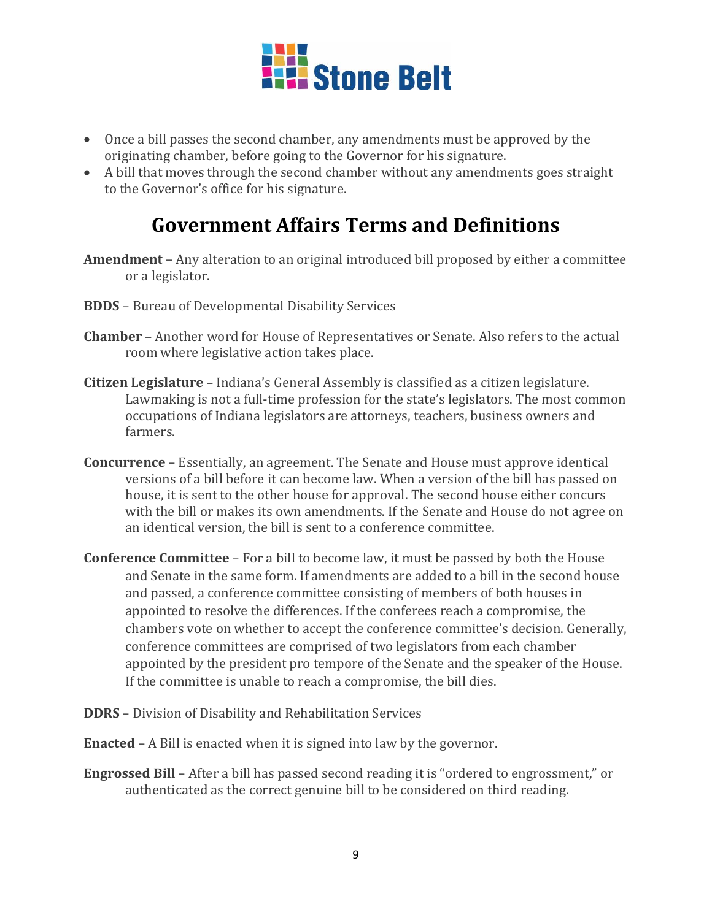- Once a bill passes the second chamber, any amendments must be approved by the originating chamber, before going to the Governor for his signature.
- A bill that moves through the second chamber without any amendments goes straight to the Governor's office for his signature.

## Government Affairs Terms and Definitions

**Amendment** – Any alteration to an original introduced bill proposed by either a committee or a legislator.

**BDDS** – Bureau of Developmental Disability Services

**Chamber** – Another word for House of Representatives or Senate. Also refers to the actual room where legislative action takes place.

**Citizen Legislature** – Indiana's General Assembly is classified as a citizen legislature. Lawmaking is not a full-time profession for the state's legislators. The most common occupations of Indiana legislators are attorneys, teachers, business owners and farmers.

**Concurrence** – Essentially, an agreement. The Senate and House must approve identical versions of a bill before it can become law. When a version of the bill has passed on house, it is sent to the other house for approval. The second house either concurs with the bill or makes its own amendments. If the Senate and House do not agree on an identical version, the bill is sent to a conference committee.

**Conference Committee** – For a bill to become law, it must be passed by both the House and Senate in the same form. If amendments are added to a bill in the second house and passed, a conference committee consisting of members of both houses in appointed to resolve the differences. If the conferees reach a compromise, the chambers vote on whether to accept the conference committee's decision. Generally, conference committees are comprised of two legislators from each chamber appointed by the president pro tempore of the Senate and the speaker of the House. If the committee is unable to reach a compromise, the bill dies.

**DDRS** – Division of Disability and Rehabilitation Services

**Enacted** – A Bill is enacted when it is signed into law by the governor.

**Engrossed Bill** – After a bill has passed second reading it is "ordered to engrossment," or authenticated as the correct genuine bill to be considered on third reading.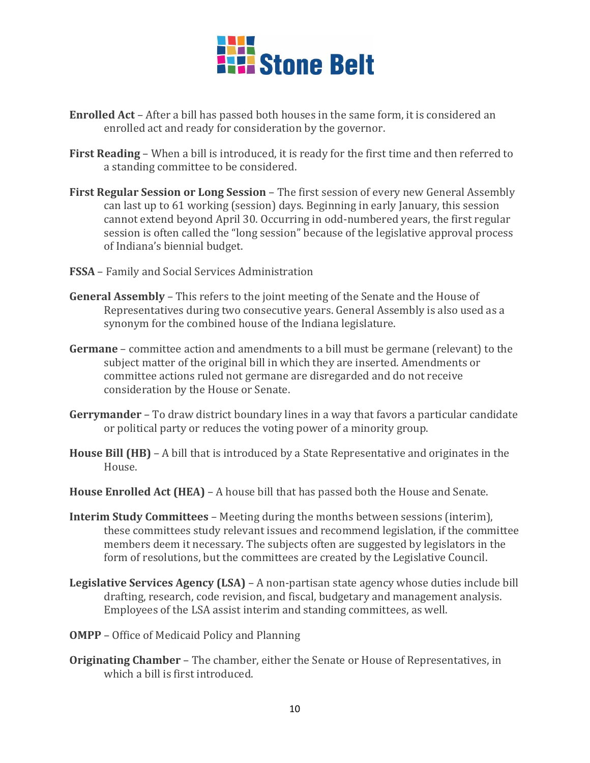**Enrolled Act** – After a bill has passed both houses in the same form, it is considered an enrolled act and ready for consideration by the governor.

**First Reading** – When a bill is introduced, it is ready for the first time and then referred to a standing committee to be considered.

**First Regular Session or Long Session** – The first session of every new General Assembly can last up to 61 working (session) days. Beginning in early January, this session cannot extend beyond April 30. Occurring in odd-numbered years, the first regular session is often called the "long session" because of the legislative approval process of Indiana's biennial budget.

**FSSA** – Family and Social Services Administration

**General Assembly** – This refers to the joint meeting of the Senate and the House of Representatives during two consecutive years. General Assembly is also used as a synonym for the combined house of the Indiana legislature.

**Germane** – committee action and amendments to a bill must be germane (relevant) to the subject matter of the original bill in which they are inserted. Amendments or committee actions ruled not germane are disregarded and do not receive consideration by the House or Senate.

**Gerrymander** – To draw district boundary lines in a way that favors a particular candidate or political party or reduces the voting power of a minority group.

**House Bill (HB)** – A bill that is introduced by a State Representative and originates in the House.

**House Enrolled Act (HEA)** – A house bill that has passed both the House and Senate.

**Interim Study Committees** – Meeting during the months between sessions (interim), these committees study relevant issues and recommend legislation, if the committee members deem it necessary. The subjects often are suggested by legislators in the form of resolutions, but the committees are created by the Legislative Council.

**Legislative Services Agency (LSA)** – A non-partisan state agency whose duties include bill drafting, research, code revision, and fiscal, budgetary and management analysis. Employees of the LSA assist interim and standing committees, as well.

**OMPP** – Office of Medicaid Policy and Planning

**Originating Chamber** – The chamber, either the Senate or House of Representatives, in which a bill is first introduced.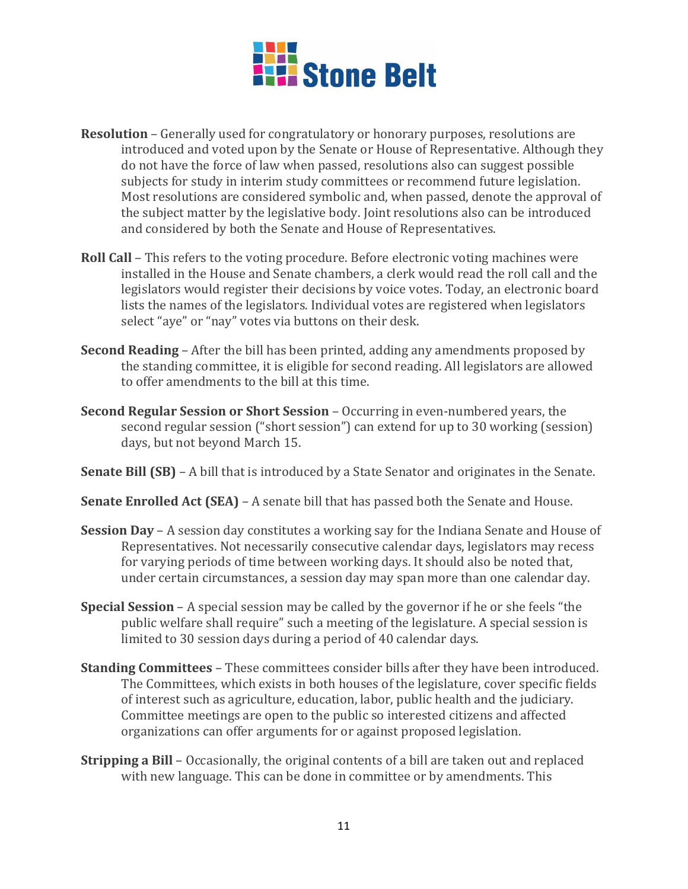**Resolution** – Generally used for congratulatory or honorary purposes, resolutions are introduced and voted upon by the Senate or House of Representative. Although they do not have the force of law when passed, resolutions also can suggest possible subjects for study in interim study committees or recommend future legislation. Most resolutions are considered symbolic and, when passed, denote the approval of the subject matter by the legislative body. Joint resolutions also can be introduced and considered by both the Senate and House of Representatives.

**Roll Call** – This refers to the voting procedure. Before electronic voting machines were installed in the House and Senate chambers, a clerk would read the roll call and the legislators would register their decisions by voice votes. Today, an electronic board lists the names of the legislators. Individual votes are registered when legislators select "aye" or "nay" votes via buttons on their desk.

**Second Reading** – After the bill has been printed, adding any amendments proposed by the standing committee, it is eligible for second reading. All legislators are allowed to offer amendments to the bill at this time.

**Second Regular Session or Short Session** – Occurring in even-numbered years, the second regular session ("short session") can extend for up to 30 working (session) days, but not beyond March 15.

**Senate Bill (SB)** – A bill that is introduced by a State Senator and originates in the Senate.

**Senate Enrolled Act (SEA)** – A senate bill that has passed both the Senate and House.

**Session Day** – A session day constitutes a working say for the Indiana Senate and House of Representatives. Not necessarily consecutive calendar days, legislators may recess for varying periods of time between working days. It should also be noted that, under certain circumstances, a session day may span more than one calendar day.

**Special Session** – A special session may be called by the governor if he or she feels "the public welfare shall require" such a meeting of the legislature. A special session is limited to 30 session days during a period of 40 calendar days.

**Standing Committees** – These committees consider bills after they have been introduced. The Committees, which exists in both houses of the legislature, cover specific fields of interest such as agriculture, education, labor, public health and the judiciary. Committee meetings are open to the public so interested citizens and affected organizations can offer arguments for or against proposed legislation.

**Stripping a Bill** – Occasionally, the original contents of a bill are taken out and replaced with new language. This can be done in committee or by amendments. This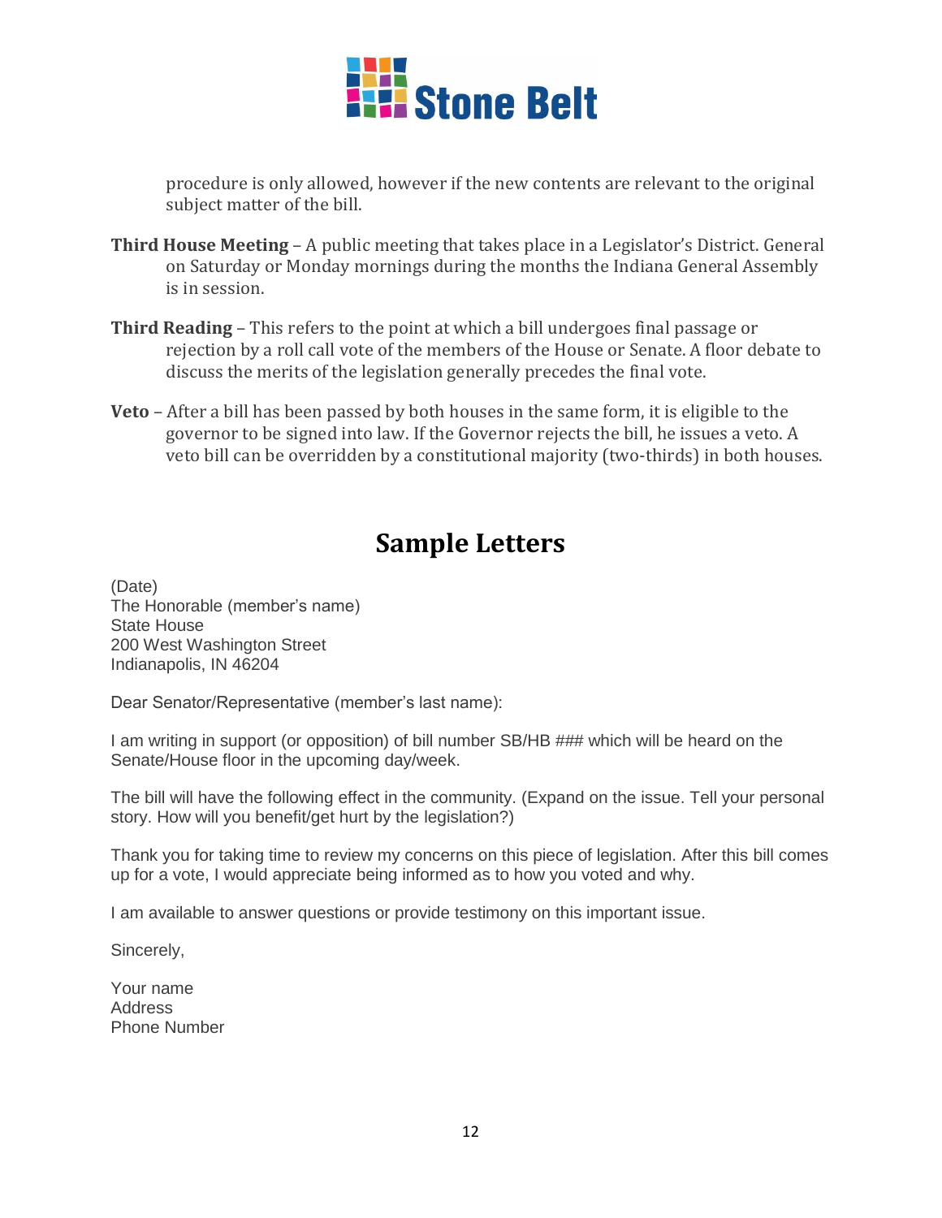procedure is only allowed, however if the new contents are relevant to the original subject matter of the bill.

**Third House Meeting** – A public meeting that takes place in a Legislator's District. General on Saturday or Monday mornings during the months the Indiana General Assembly is in session.

**Third Reading** – This refers to the point at which a bill undergoes final passage or rejection by a roll call vote of the members of the House or Senate. A floor debate to discuss the merits of the legislation generally precedes the final vote.

**Veto** – After a bill has been passed by both houses in the same form, it is eligible to the governor to be signed into law. If the Governor rejects the bill, he issues a veto. A veto bill can be overridden by a constitutional majority (two-thirds) in both houses.

# Sample Letters

(Date)
The Honorable (member's name)
State House
200 West Washington Street
Indianapolis, IN 46204

Dear Senator/Representative (member's last name):

I am writing in support (or opposition) of bill number SB/HB ### which will be heard on the Senate/House floor in the upcoming day/week.

The bill will have the following effect in the community. (Expand on the issue. Tell your personal story. How will you benefit/get hurt by the legislation?)

Thank you for taking time to review my concerns on this piece of legislation. After this bill comes up for a vote, I would appreciate being informed as to how you voted and why.

I am available to answer questions or provide testimony on this important issue.

Sincerely,

Your name
Address
Phone Number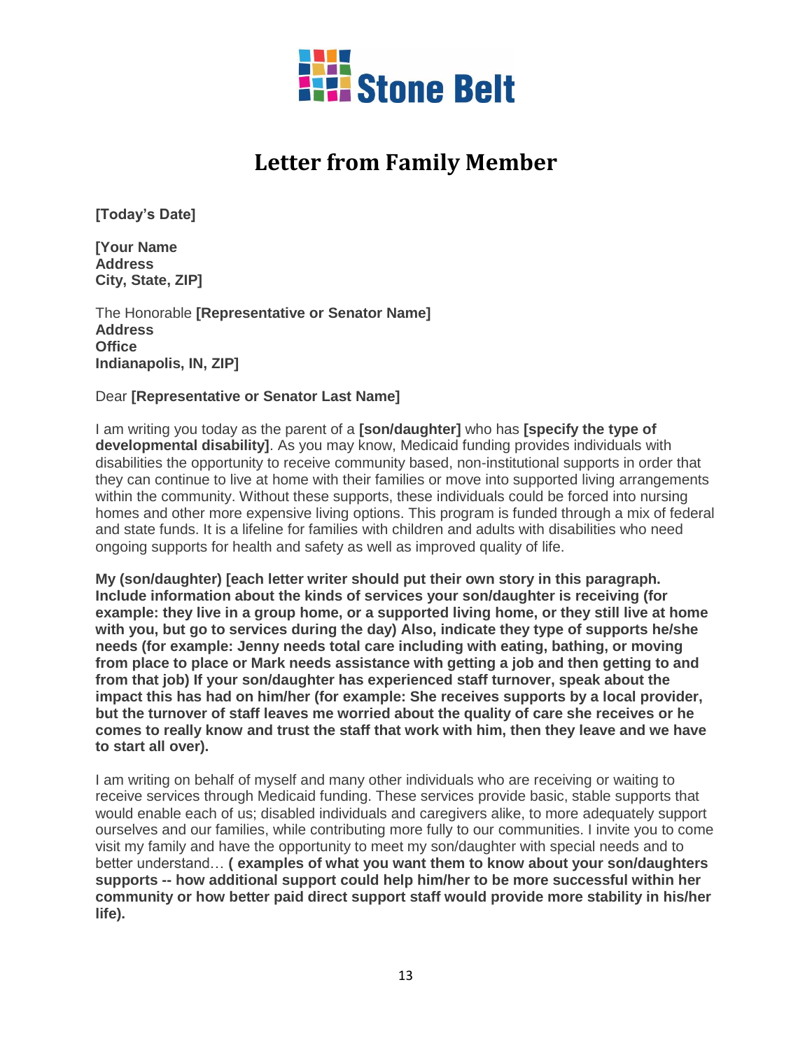Stone Belt

# Letter from Family Member

**[Today's Date]**

**[Your Name**
**Address**
**City, State, ZIP]**

The Honorable **[Representative or Senator Name]**
**Address**
**Office**
**Indianapolis, IN, ZIP]**

Dear **[Representative or Senator Last Name]**

I am writing you today as the parent of a **[son/daughter]** who has **[specify the type of developmental disability]**. As you may know, Medicaid funding provides individuals with disabilities the opportunity to receive community based, non-institutional supports in order that they can continue to live at home with their families or move into supported living arrangements within the community. Without these supports, these individuals could be forced into nursing homes and other more expensive living options. This program is funded through a mix of federal and state funds. It is a lifeline for families with children and adults with disabilities who need ongoing supports for health and safety as well as improved quality of life.

**My (son/daughter) [each letter writer should put their own story in this paragraph. Include information about the kinds of services your son/daughter is receiving (for example: they live in a group home, or a supported living home, or they still live at home with you, but go to services during the day) Also, indicate they type of supports he/she needs (for example: Jenny needs total care including with eating, bathing, or moving from place to place or Mark needs assistance with getting a job and then getting to and from that job) If your son/daughter has experienced staff turnover, speak about the impact this has had on him/her (for example: She receives supports by a local provider, but the turnover of staff leaves me worried about the quality of care she receives or he comes to really know and trust the staff that work with him, then they leave and we have to start all over).**

I am writing on behalf of myself and many other individuals who are receiving or waiting to receive services through Medicaid funding. These services provide basic, stable supports that would enable each of us; disabled individuals and caregivers alike, to more adequately support ourselves and our families, while contributing more fully to our communities. I invite you to come visit my family and have the opportunity to meet my son/daughter with special needs and to better understand… **( examples of what you want them to know about your son/daughters supports -- how additional support could help him/her to be more successful within her community or how better paid direct support staff would provide more stability in his/her life).**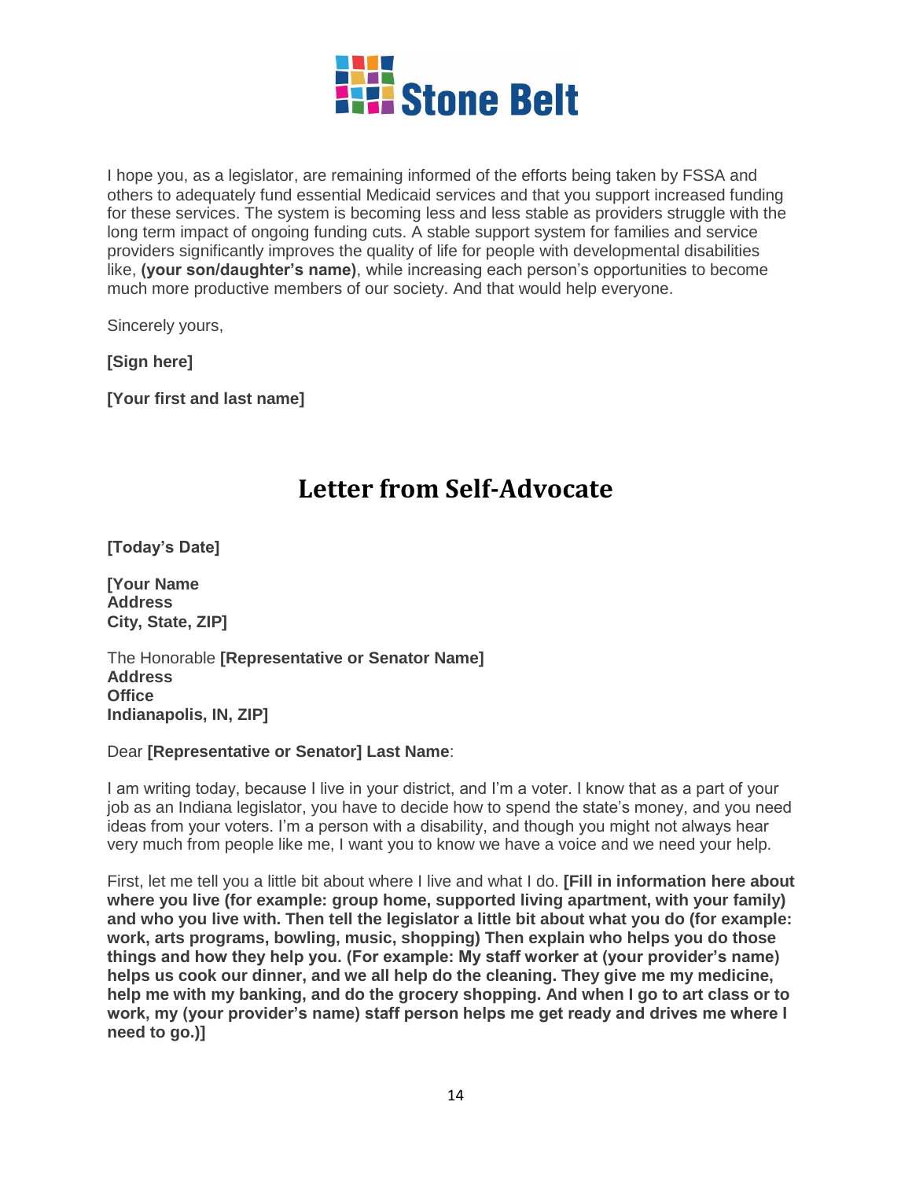I hope you, as a legislator, are remaining informed of the efforts being taken by FSSA and others to adequately fund essential Medicaid services and that you support increased funding for these services. The system is becoming less and less stable as providers struggle with the long term impact of ongoing funding cuts. A stable support system for families and service providers significantly improves the quality of life for people with developmental disabilities like, **(your son/daughter's name)**, while increasing each person's opportunities to become much more productive members of our society. And that would help everyone.

Sincerely yours,

**[Sign here]**

**[Your first and last name]**

# Letter from Self-Advocate

**[Today's Date]**

**[Your Name**
**Address**
**City, State, ZIP]**

The Honorable **[Representative or Senator Name]**
**Address**
**Office**
**Indianapolis, IN, ZIP]**

Dear **[Representative or Senator] Last Name**:

I am writing today, because I live in your district, and I'm a voter. I know that as a part of your job as an Indiana legislator, you have to decide how to spend the state's money, and you need ideas from your voters. I'm a person with a disability, and though you might not always hear very much from people like me, I want you to know we have a voice and we need your help.

First, let me tell you a little bit about where I live and what I do. **[Fill in information here about where you live (for example: group home, supported living apartment, with your family) and who you live with. Then tell the legislator a little bit about what you do (for example: work, arts programs, bowling, music, shopping) Then explain who helps you do those things and how they help you. (For example: My staff worker at (your provider's name) helps us cook our dinner, and we all help do the cleaning. They give me my medicine, help me with my banking, and do the grocery shopping. And when I go to art class or to work, my (your provider's name) staff person helps me get ready and drives me where I need to go.)]**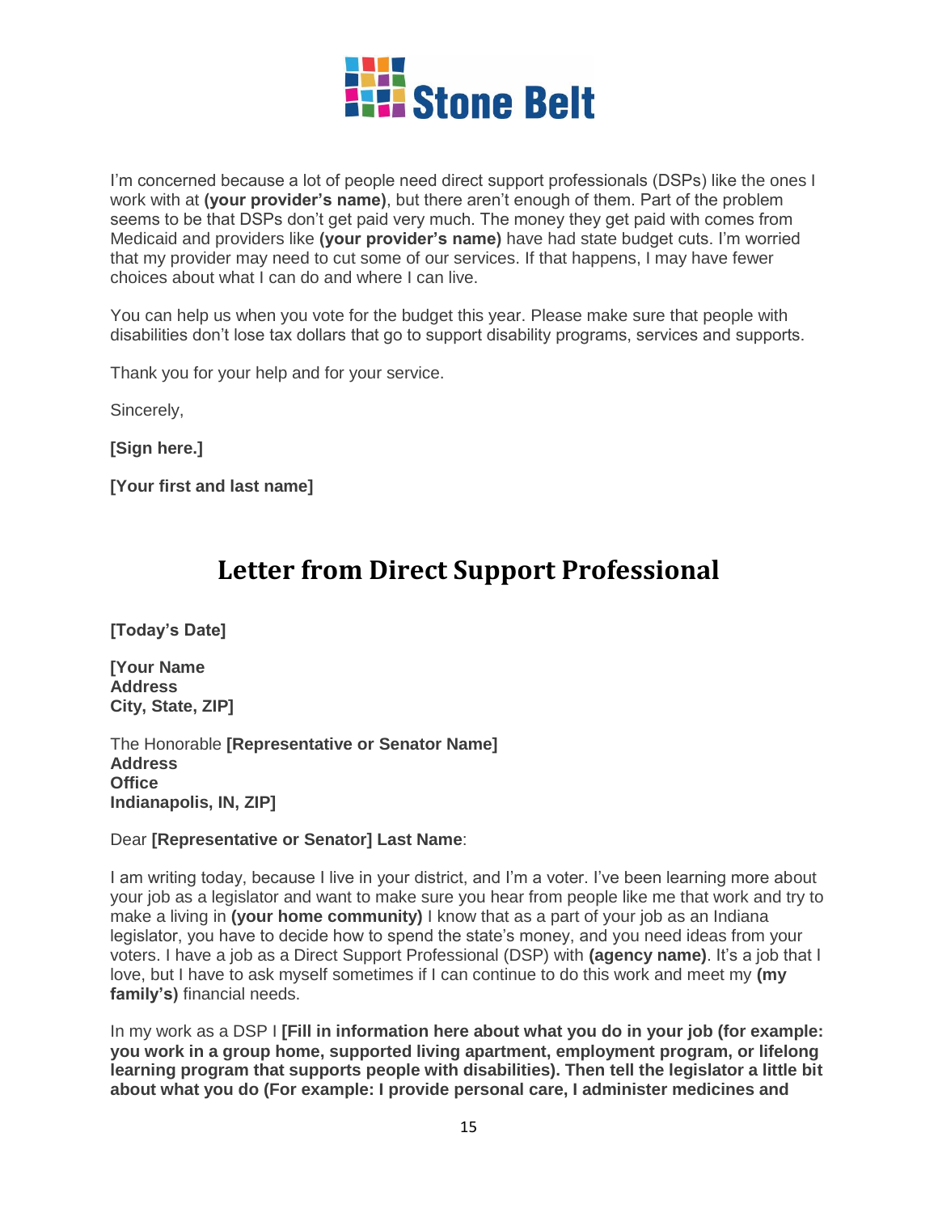I'm concerned because a lot of people need direct support professionals (DSPs) like the ones I work with at **(your provider's name)**, but there aren't enough of them. Part of the problem seems to be that DSPs don't get paid very much. The money they get paid with comes from Medicaid and providers like **(your provider's name)** have had state budget cuts. I'm worried that my provider may need to cut some of our services. If that happens, I may have fewer choices about what I can do and where I can live.

You can help us when you vote for the budget this year. Please make sure that people with disabilities don't lose tax dollars that go to support disability programs, services and supports.

Thank you for your help and for your service.

Sincerely,

**[Sign here.]**

**[Your first and last name]**

# Letter from Direct Support Professional

**[Today's Date]**

**[Your Name**
**Address**
**City, State, ZIP]**

The Honorable **[Representative or Senator Name]**
**Address**
**Office**
**Indianapolis, IN, ZIP]**

Dear **[Representative or Senator] Last Name**:

I am writing today, because I live in your district, and I'm a voter. I've been learning more about your job as a legislator and want to make sure you hear from people like me that work and try to make a living in **(your home community)** I know that as a part of your job as an Indiana legislator, you have to decide how to spend the state's money, and you need ideas from your voters. I have a job as a Direct Support Professional (DSP) with **(agency name)**. It's a job that I love, but I have to ask myself sometimes if I can continue to do this work and meet my **(my family's)** financial needs.

In my work as a DSP I **[Fill in information here about what you do in your job (for example: you work in a group home, supported living apartment, employment program, or lifelong learning program that supports people with disabilities). Then tell the legislator a little bit about what you do (For example: I provide personal care, I administer medicines and**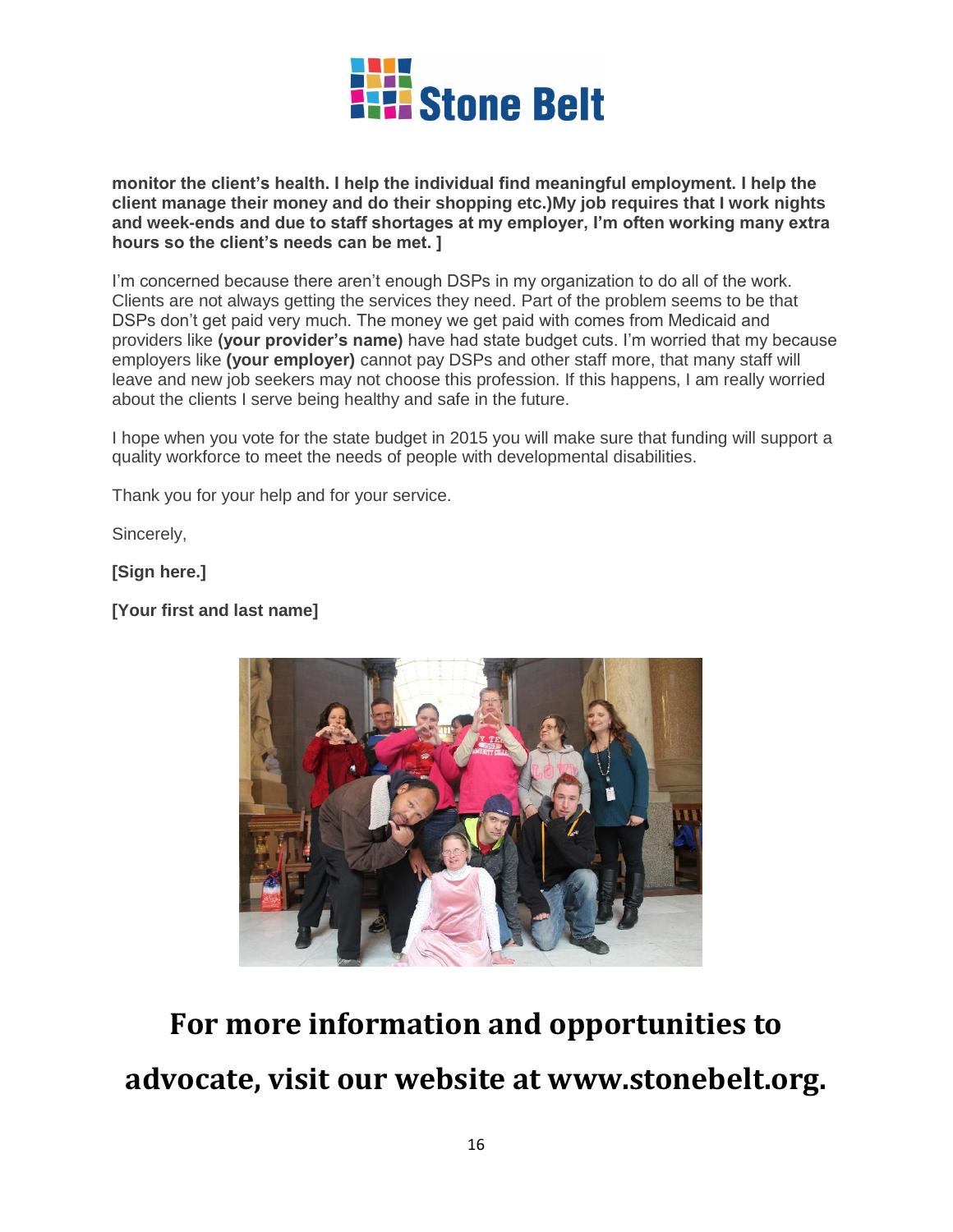**monitor the client's health. I help the individual find meaningful employment. I help the client manage their money and do their shopping etc.)My job requires that I work nights and week-ends and due to staff shortages at my employer, I'm often working many extra hours so the client's needs can be met. ]**

I'm concerned because there aren't enough DSPs in my organization to do all of the work. Clients are not always getting the services they need. Part of the problem seems to be that DSPs don't get paid very much. The money we get paid with comes from Medicaid and providers like **(your provider's name)** have had state budget cuts. I'm worried that my because employers like **(your employer)** cannot pay DSPs and other staff more, that many staff will leave and new job seekers may not choose this profession. If this happens, I am really worried about the clients I serve being healthy and safe in the future.

I hope when you vote for the state budget in 2015 you will make sure that funding will support a quality workforce to meet the needs of people with developmental disabilities.

Thank you for your help and for your service.

Sincerely,

**[Sign here.]**

**[Your first and last name]**

# For more information and opportunities to advocate, visit our website at www.stonebelt.org.